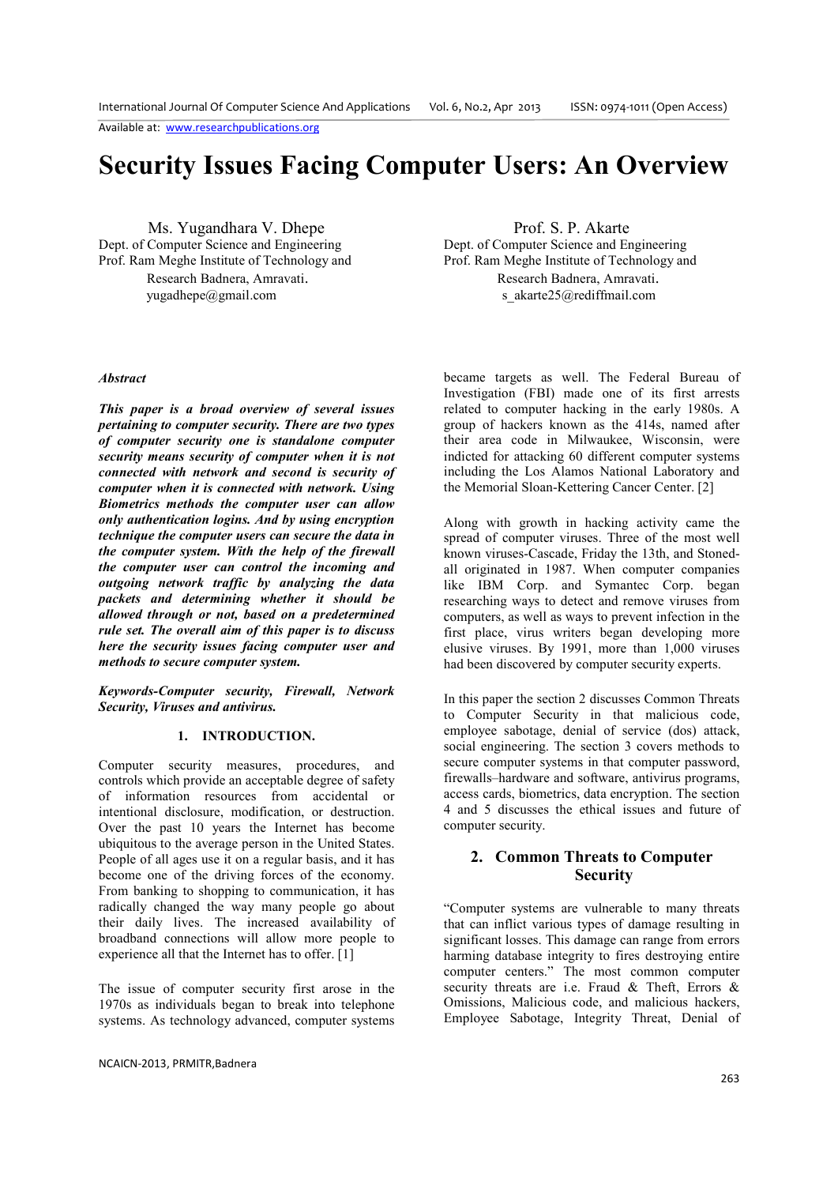# Security Issues Facing Computer Users: An Overview

Ms. Yugandhara V. Dhepe
Dept. of Computer Science and Engineering
Prof. Ram Meghe Institute of Technology and Research Badnera, Amravati.
yugadhepe@gmail.com

Prof. S. P. Akarte
Dept. of Computer Science and Engineering
Prof. Ram Meghe Institute of Technology and Research Badnera, Amravati.
s_akarte25@rediffmail.com

***Abstract***

***This paper is a broad overview of several issues pertaining to computer security. There are two types of computer security one is standalone computer security means security of computer when it is not connected with network and second is security of computer when it is connected with network. Using Biometrics methods the computer user can allow only authentication logins. And by using encryption technique the computer users can secure the data in the computer system. With the help of the firewall the computer user can control the incoming and outgoing network traffic by analyzing the data packets and determining whether it should be allowed through or not, based on a predetermined rule set. The overall aim of this paper is to discuss here the security issues facing computer user and methods to secure computer system.***

***Keywords-Computer security, Firewall, Network Security, Viruses and antivirus.***

## 1. INTRODUCTION.

Computer security measures, procedures, and controls which provide an acceptable degree of safety of information resources from accidental or intentional disclosure, modification, or destruction. Over the past 10 years the Internet has become ubiquitous to the average person in the United States. People of all ages use it on a regular basis, and it has become one of the driving forces of the economy. From banking to shopping to communication, it has radically changed the way many people go about their daily lives. The increased availability of broadband connections will allow more people to experience all that the Internet has to offer. [1]

The issue of computer security first arose in the 1970s as individuals began to break into telephone systems. As technology advanced, computer systems became targets as well. The Federal Bureau of Investigation (FBI) made one of its first arrests related to computer hacking in the early 1980s. A group of hackers known as the 414s, named after their area code in Milwaukee, Wisconsin, were indicted for attacking 60 different computer systems including the Los Alamos National Laboratory and the Memorial Sloan-Kettering Cancer Center. [2]

Along with growth in hacking activity came the spread of computer viruses. Three of the most well known viruses-Cascade, Friday the 13th, and Stoned-all originated in 1987. When computer companies like IBM Corp. and Symantec Corp. began researching ways to detect and remove viruses from computers, as well as ways to prevent infection in the first place, virus writers began developing more elusive viruses. By 1991, more than 1,000 viruses had been discovered by computer security experts.

In this paper the section 2 discusses Common Threats to Computer Security in that malicious code, employee sabotage, denial of service (dos) attack, social engineering. The section 3 covers methods to secure computer systems in that computer password, firewalls–hardware and software, antivirus programs, access cards, biometrics, data encryption. The section 4 and 5 discusses the ethical issues and future of computer security.

## 2. Common Threats to Computer Security

"Computer systems are vulnerable to many threats that can inflict various types of damage resulting in significant losses. This damage can range from errors harming database integrity to fires destroying entire computer centers." The most common computer security threats are i.e. Fraud & Theft, Errors & Omissions, Malicious code, and malicious hackers, Employee Sabotage, Integrity Threat, Denial of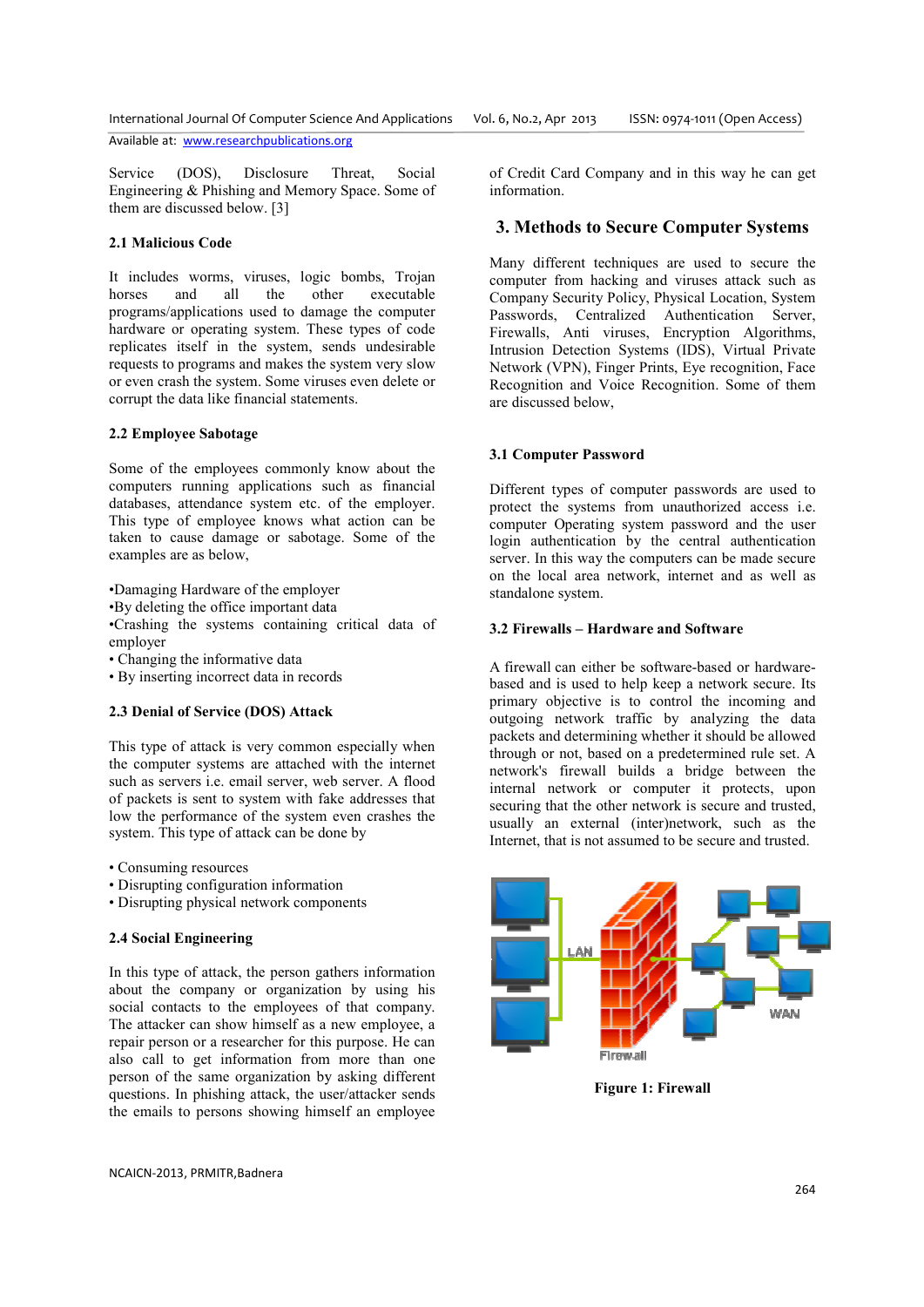Service (DOS), Disclosure Threat, Social Engineering & Phishing and Memory Space. Some of them are discussed below. [3]

### 2.1 Malicious Code

It includes worms, viruses, logic bombs, Trojan horses and all the other executable programs/applications used to damage the computer hardware or operating system. These types of code replicates itself in the system, sends undesirable requests to programs and makes the system very slow or even crash the system. Some viruses even delete or corrupt the data like financial statements.

### 2.2 Employee Sabotage

Some of the employees commonly know about the computers running applications such as financial databases, attendance system etc. of the employer. This type of employee knows what action can be taken to cause damage or sabotage. Some of the examples are as below,

- Damaging Hardware of the employer
- By deleting the office important data
- Crashing the systems containing critical data of employer
- Changing the informative data
- By inserting incorrect data in records

### 2.3 Denial of Service (DOS) Attack

This type of attack is very common especially when the computer systems are attached with the internet such as servers i.e. email server, web server. A flood of packets is sent to system with fake addresses that low the performance of the system even crashes the system. This type of attack can be done by

- Consuming resources
- Disrupting configuration information
- Disrupting physical network components

### 2.4 Social Engineering

In this type of attack, the person gathers information about the company or organization by using his social contacts to the employees of that company. The attacker can show himself as a new employee, a repair person or a researcher for this purpose. He can also call to get information from more than one person of the same organization by asking different questions. In phishing attack, the user/attacker sends the emails to persons showing himself an employee of Credit Card Company and in this way he can get information.

## 3. Methods to Secure Computer Systems

Many different techniques are used to secure the computer from hacking and viruses attack such as Company Security Policy, Physical Location, System Passwords, Centralized Authentication Server, Firewalls, Anti viruses, Encryption Algorithms, Intrusion Detection Systems (IDS), Virtual Private Network (VPN), Finger Prints, Eye recognition, Face Recognition and Voice Recognition. Some of them are discussed below,

### 3.1 Computer Password

Different types of computer passwords are used to protect the systems from unauthorized access i.e. computer Operating system password and the user login authentication by the central authentication server. In this way the computers can be made secure on the local area network, internet and as well as standalone system.

### 3.2 Firewalls – Hardware and Software

A firewall can either be software-based or hardware-based and is used to help keep a network secure. Its primary objective is to control the incoming and outgoing network traffic by analyzing the data packets and determining whether it should be allowed through or not, based on a predetermined rule set. A network's firewall builds a bridge between the internal network or computer it protects, upon securing that the other network is secure and trusted, usually an external (inter)network, such as the Internet, that is not assumed to be secure and trusted.

**Figure 1: Firewall**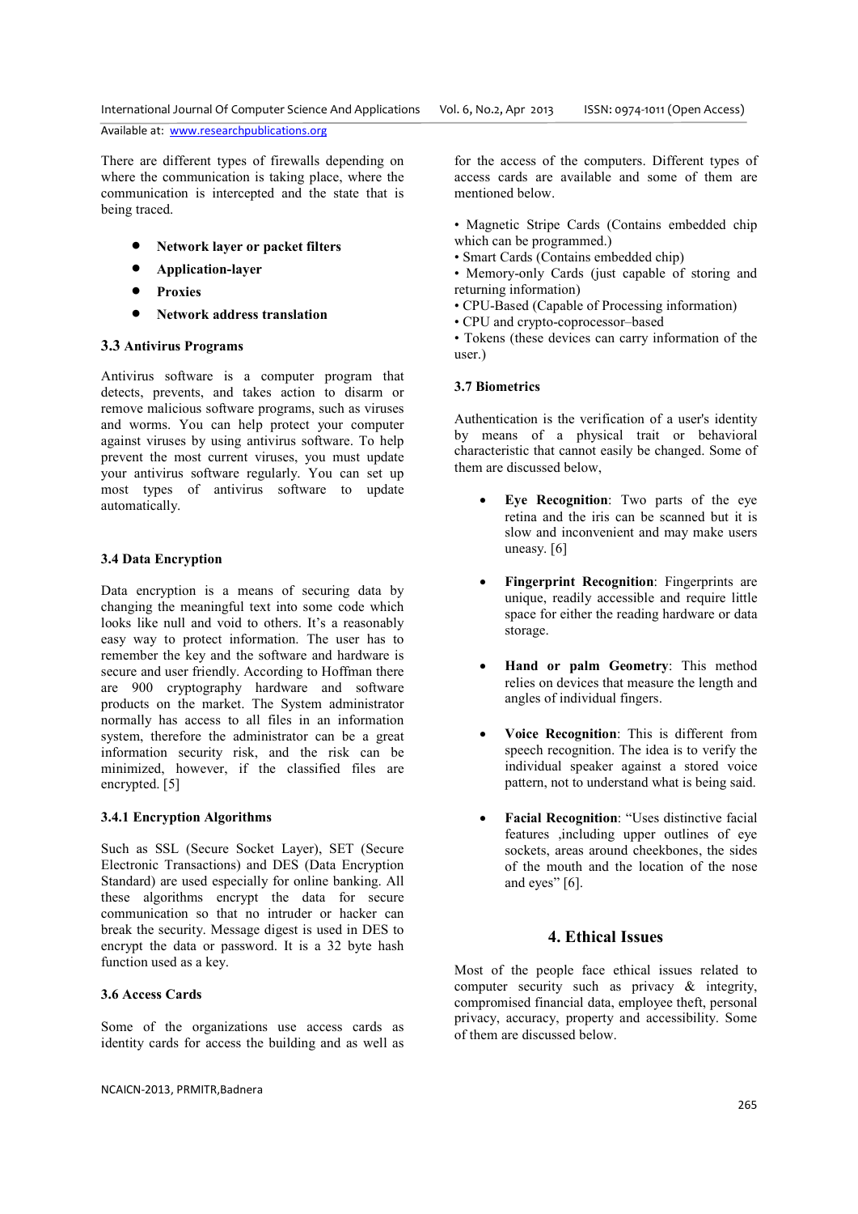There are different types of firewalls depending on where the communication is taking place, where the communication is intercepted and the state that is being traced.

- **Network layer or packet filters**
- **Application-layer**
- **Proxies**
- **Network address translation**

### 3.3 Antivirus Programs

Antivirus software is a computer program that detects, prevents, and takes action to disarm or remove malicious software programs, such as viruses and worms. You can help protect your computer against viruses by using antivirus software. To help prevent the most current viruses, you must update your antivirus software regularly. You can set up most types of antivirus software to update automatically.

### 3.4 Data Encryption

Data encryption is a means of securing data by changing the meaningful text into some code which looks like null and void to others. It's a reasonably easy way to protect information. The user has to remember the key and the software and hardware is secure and user friendly. According to Hoffman there are 900 cryptography hardware and software products on the market. The System administrator normally has access to all files in an information system, therefore the administrator can be a great information security risk, and the risk can be minimized, however, if the classified files are encrypted. [5]

### 3.4.1 Encryption Algorithms

Such as SSL (Secure Socket Layer), SET (Secure Electronic Transactions) and DES (Data Encryption Standard) are used especially for online banking. All these algorithms encrypt the data for secure communication so that no intruder or hacker can break the security. Message digest is used in DES to encrypt the data or password. It is a 32 byte hash function used as a key.

### 3.6 Access Cards

Some of the organizations use access cards as identity cards for access the building and as well as for the access of the computers. Different types of access cards are available and some of them are mentioned below.

- Magnetic Stripe Cards (Contains embedded chip which can be programmed.)
- Smart Cards (Contains embedded chip)
- Memory-only Cards (just capable of storing and returning information)
- CPU-Based (Capable of Processing information)
- CPU and crypto-coprocessor–based
- Tokens (these devices can carry information of the user.)

### 3.7 Biometrics

Authentication is the verification of a user's identity by means of a physical trait or behavioral characteristic that cannot easily be changed. Some of them are discussed below,

- **Eye Recognition**: Two parts of the eye retina and the iris can be scanned but it is slow and inconvenient and may make users uneasy. [6]
- **Fingerprint Recognition**: Fingerprints are unique, readily accessible and require little space for either the reading hardware or data storage.
- **Hand or palm Geometry**: This method relies on devices that measure the length and angles of individual fingers.
- **Voice Recognition**: This is different from speech recognition. The idea is to verify the individual speaker against a stored voice pattern, not to understand what is being said.
- **Facial Recognition**: "Uses distinctive facial features ,including upper outlines of eye sockets, areas around cheekbones, the sides of the mouth and the location of the nose and eyes" [6].

## 4. Ethical Issues

Most of the people face ethical issues related to computer security such as privacy & integrity, compromised financial data, employee theft, personal privacy, accuracy, property and accessibility. Some of them are discussed below.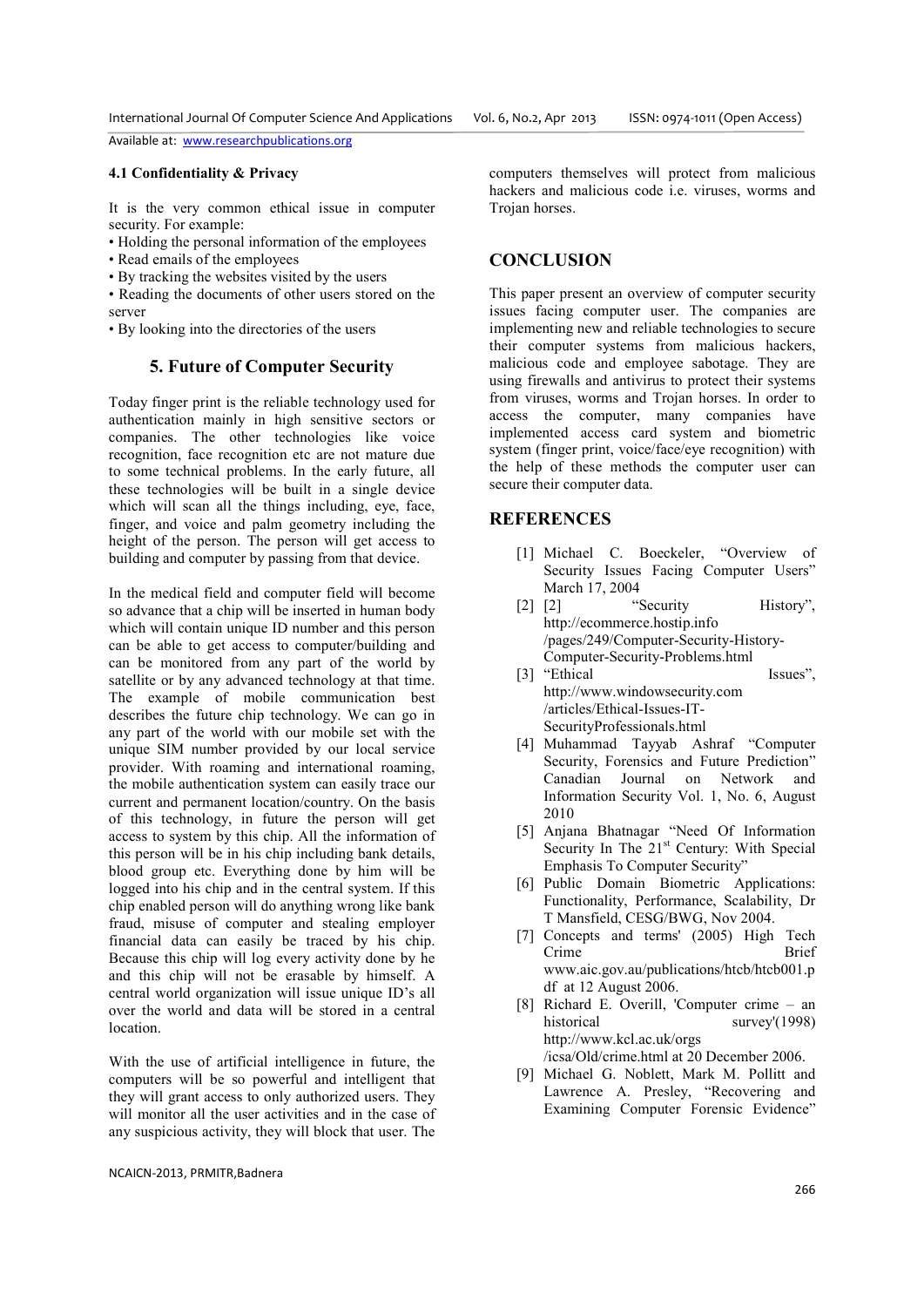### 4.1 Confidentiality & Privacy

It is the very common ethical issue in computer security. For example:

- Holding the personal information of the employees
- Read emails of the employees
- By tracking the websites visited by the users
- Reading the documents of other users stored on the server
- By looking into the directories of the users

## 5. Future of Computer Security

Today finger print is the reliable technology used for authentication mainly in high sensitive sectors or companies. The other technologies like voice recognition, face recognition etc are not mature due to some technical problems. In the early future, all these technologies will be built in a single device which will scan all the things including, eye, face, finger, and voice and palm geometry including the height of the person. The person will get access to building and computer by passing from that device.

In the medical field and computer field will become so advance that a chip will be inserted in human body which will contain unique ID number and this person can be able to get access to computer/building and can be monitored from any part of the world by satellite or by any advanced technology at that time. The example of mobile communication best describes the future chip technology. We can go in any part of the world with our mobile set with the unique SIM number provided by our local service provider. With roaming and international roaming, the mobile authentication system can easily trace our current and permanent location/country. On the basis of this technology, in future the person will get access to system by this chip. All the information of this person will be in his chip including bank details, blood group etc. Everything done by him will be logged into his chip and in the central system. If this chip enabled person will do anything wrong like bank fraud, misuse of computer and stealing employer financial data can easily be traced by his chip. Because this chip will log every activity done by he and this chip will not be erasable by himself. A central world organization will issue unique ID's all over the world and data will be stored in a central location.

With the use of artificial intelligence in future, the computers will be so powerful and intelligent that they will grant access to only authorized users. They will monitor all the user activities and in the case of any suspicious activity, they will block that user. The computers themselves will protect from malicious hackers and malicious code i.e. viruses, worms and Trojan horses.

## CONCLUSION

This paper present an overview of computer security issues facing computer user. The companies are implementing new and reliable technologies to secure their computer systems from malicious hackers, malicious code and employee sabotage. They are using firewalls and antivirus to protect their systems from viruses, worms and Trojan horses. In order to access the computer, many companies have implemented access card system and biometric system (finger print, voice/face/eye recognition) with the help of these methods the computer user can secure their computer data.

## REFERENCES

[1] Michael C. Boeckeler, "Overview of Security Issues Facing Computer Users" March 17, 2004

[2] [2] "Security History", http://ecommerce.hostip.info /pages/249/Computer-Security-History-Computer-Security-Problems.html

[3] "Ethical Issues", http://www.windowsecurity.com /articles/Ethical-Issues-IT-SecurityProfessionals.html

[4] Muhammad Tayyab Ashraf "Computer Security, Forensics and Future Prediction" Canadian Journal on Network and Information Security Vol. 1, No. 6, August 2010

[5] Anjana Bhatnagar "Need Of Information Security In The 21st Century: With Special Emphasis To Computer Security"

[6] Public Domain Biometric Applications: Functionality, Performance, Scalability, Dr T Mansfield, CESG/BWG, Nov 2004.

[7] Concepts and terms' (2005) High Tech Crime Brief www.aic.gov.au/publications/htcb/htcb001.pdf at 12 August 2006.

[8] Richard E. Overill, 'Computer crime – an historical survey'(1998) http://www.kcl.ac.uk/orgs /icsa/Old/crime.html at 20 December 2006.

[9] Michael G. Noblett, Mark M. Pollitt and Lawrence A. Presley, "Recovering and Examining Computer Forensic Evidence"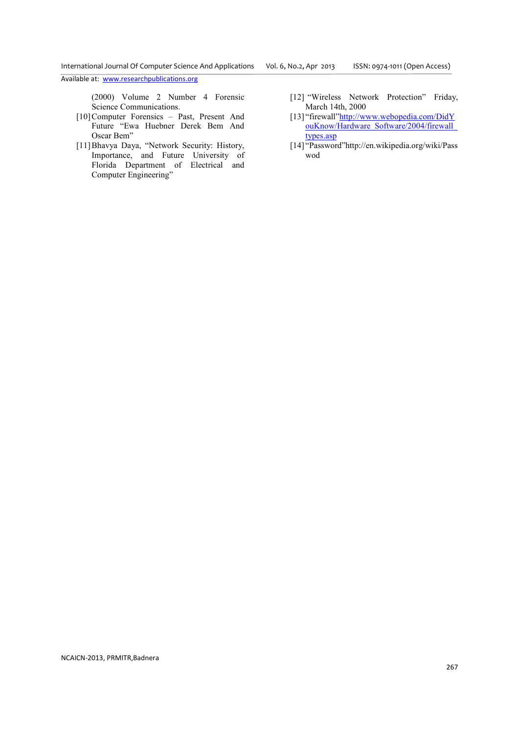(2000) Volume 2 Number 4 Forensic Science Communications.

[10] Computer Forensics – Past, Present And Future "Ewa Huebner Derek Bem And Oscar Bem"

[11] Bhavya Daya, "Network Security: History, Importance, and Future University of Florida Department of Electrical and Computer Engineering"

[12] "Wireless Network Protection" Friday, March 14th, 2000

[13] "firewall"http://www.webopedia.com/DidYouKnow/Hardware_Software/2004/firewall_types.asp

[14] "Password"http://en.wikipedia.org/wiki/Passwod